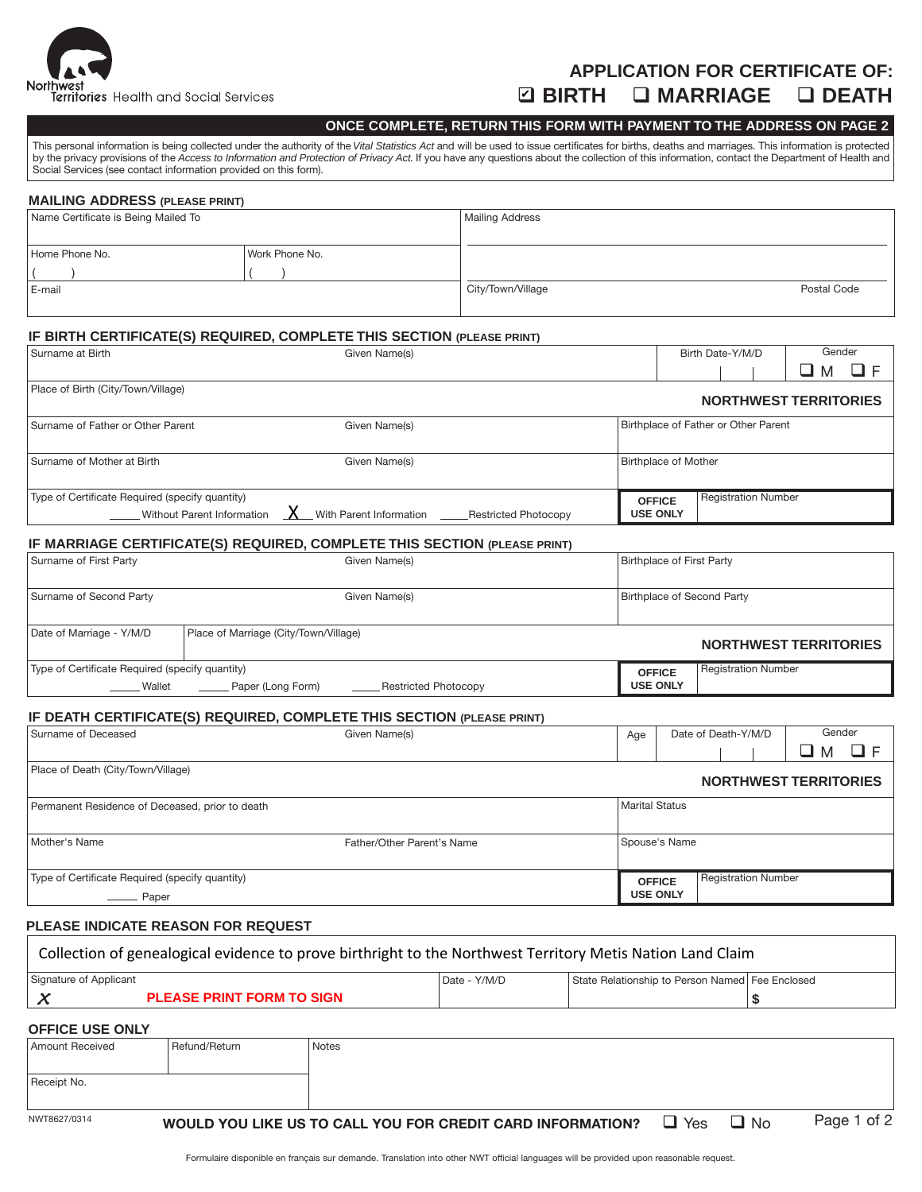Northwest Territories Health and Social Services

# APPLICATION FOR CERTIFICATE OF:

☑ **BIRTH** ☐ **MARRIAGE** ☐ **DEATH**

**ONCE COMPLETE, RETURN THIS FORM WITH PAYMENT TO THE ADDRESS ON PAGE 2**

This personal information is being collected under the authority of the *Vital Statistics Act* and will be used to issue certificates for births, deaths and marriages. This information is protected by the privacy provisions of the *Access to Information and Protection of Privacy Act*. If you have any questions about the collection of this information, contact the Department of Health and Social Services (see contact information provided on this form).

## MAILING ADDRESS (PLEASE PRINT)

| Name Certificate is Being Mailed To | | Mailing Address | |
|---|---|---|---|
| Home Phone No. ( ) | Work Phone No. ( ) | | |
| E-mail | | City/Town/Village | Postal Code |

## IF BIRTH CERTIFICATE(S) REQUIRED, COMPLETE THIS SECTION (PLEASE PRINT)

| Surname at Birth | Given Name(s) | Birth Date-Y/M/D | Gender ☐ M ☐ F |
|---|---|---|---|
| Place of Birth (City/Town/Village) | | **NORTHWEST TERRITORIES** | |
| Surname of Father or Other Parent | Given Name(s) | Birthplace of Father or Other Parent | |
| Surname of Mother at Birth | Given Name(s) | Birthplace of Mother | |
| Type of Certificate Required (specify quantity) ____ Without Parent Information __X__ With Parent Information ____ Restricted Photocopy | | **OFFICE USE ONLY** | Registration Number |

## IF MARRIAGE CERTIFICATE(S) REQUIRED, COMPLETE THIS SECTION (PLEASE PRINT)

| Surname of First Party | Given Name(s) | Birthplace of First Party | |
|---|---|---|---|
| Surname of Second Party | Given Name(s) | Birthplace of Second Party | |
| Date of Marriage - Y/M/D | Place of Marriage (City/Town/Village) | **NORTHWEST TERRITORIES** | |
| Type of Certificate Required (specify quantity) ____ Wallet ____ Paper (Long Form) ____ Restricted Photocopy | | **OFFICE USE ONLY** | Registration Number |

## IF DEATH CERTIFICATE(S) REQUIRED, COMPLETE THIS SECTION (PLEASE PRINT)

| Surname of Deceased | Given Name(s) | Age | Date of Death-Y/M/D | Gender ☐ M ☐ F |
|---|---|---|---|---|
| Place of Death (City/Town/Village) | | **NORTHWEST TERRITORIES** | | |
| Permanent Residence of Deceased, prior to death | | Marital Status | | |
| Mother's Name | Father/Other Parent's Name | Spouse's Name | | |
| Type of Certificate Required (specify quantity) ____ Paper | | **OFFICE USE ONLY** | Registration Number | |

## PLEASE INDICATE REASON FOR REQUEST

Collection of genealogical evidence to prove birthright to the Northwest Territory Metis Nation Land Claim

| Signature of Applicant | Date - Y/M/D | State Relationship to Person Named | Fee Enclosed |
|---|---|---|---|
| X **PLEASE PRINT FORM TO SIGN** | | | $ |

## OFFICE USE ONLY

| Amount Received | Refund/Return | Notes |
|---|---|---|
| Receipt No. | | |

NWT8627/0314

**WOULD YOU LIKE US TO CALL YOU FOR CREDIT CARD INFORMATION?** ☐ Yes ☐ No

Formulaire disponible en français sur demande. Translation into other NWT official languages will be provided upon reasonable request.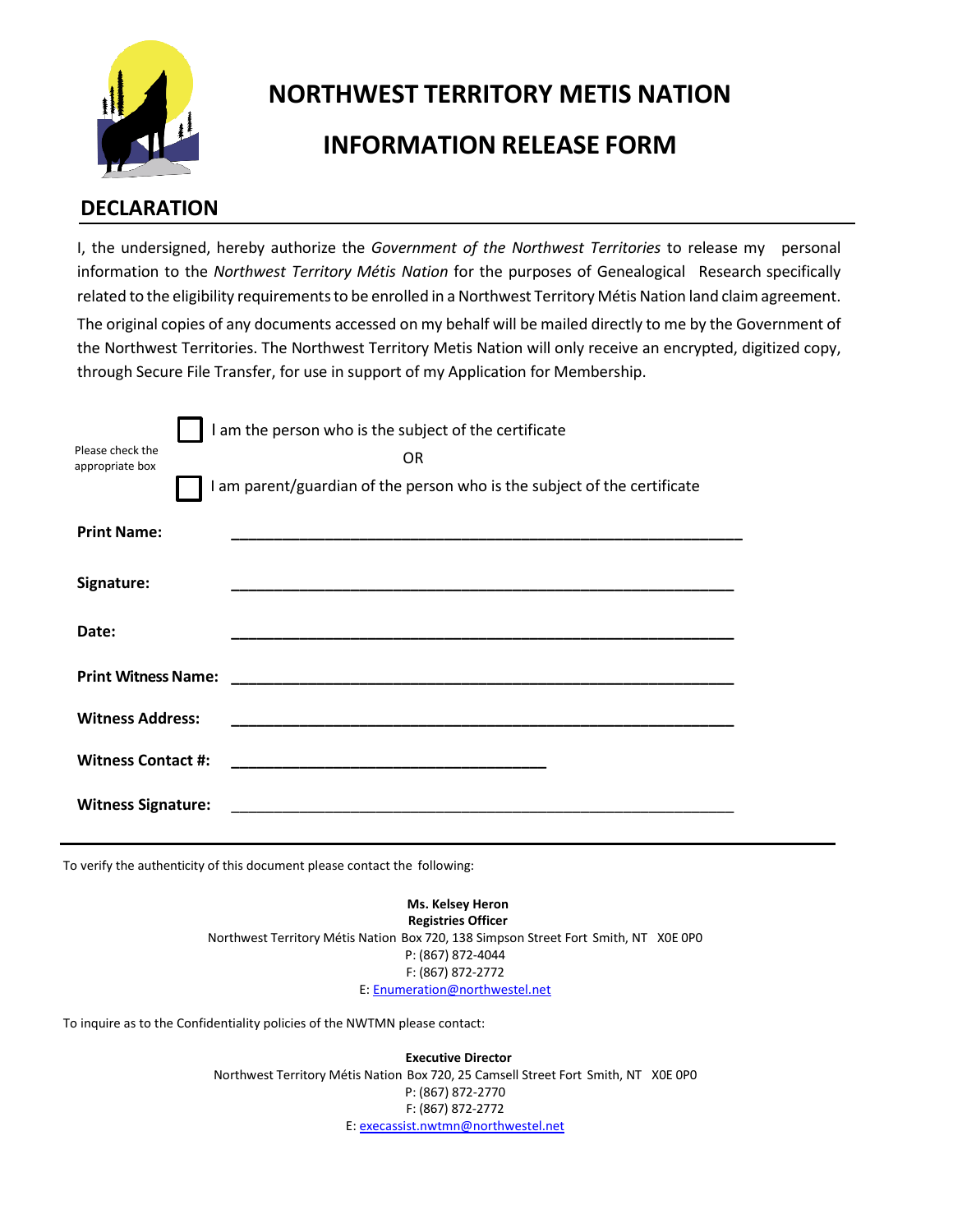# NORTHWEST TERRITORY METIS NATION

# INFORMATION RELEASE FORM

## DECLARATION

I, the undersigned, hereby authorize the *Government of the Northwest Territories* to release my personal information to the *Northwest Territory Métis Nation* for the purposes of Genealogical Research specifically related to the eligibility requirements to be enrolled in a Northwest Territory Métis Nation land claim agreement.

The original copies of any documents accessed on my behalf will be mailed directly to me by the Government of the Northwest Territories. The Northwest Territory Metis Nation will only receive an encrypted, digitized copy, through Secure File Transfer, for use in support of my Application for Membership.

Please check the appropriate box

☐ I am the person who is the subject of the certificate

OR

☐ I am parent/guardian of the person who is the subject of the certificate

**Print Name:** ____________________________________________

**Signature:** ____________________________________________

**Date:** ____________________________________________

**Print Witness Name:** ____________________________________________

**Witness Address:** ____________________________________________

**Witness Contact #:** ______________________________

**Witness Signature:** ____________________________________________

---

To verify the authenticity of this document please contact the following:

**Ms. Kelsey Heron**
**Registries Officer**
Northwest Territory Métis Nation Box 720, 138 Simpson Street Fort Smith, NT X0E 0P0
P: (867) 872-4044
F: (867) 872-2772
E: Enumeration@northwestel.net

To inquire as to the Confidentiality policies of the NWTMN please contact:

**Executive Director**
Northwest Territory Métis Nation Box 720, 25 Camsell Street Fort Smith, NT X0E 0P0
P: (867) 872-2770
F: (867) 872-2772
E: execassist.nwtmn@northwestel.net